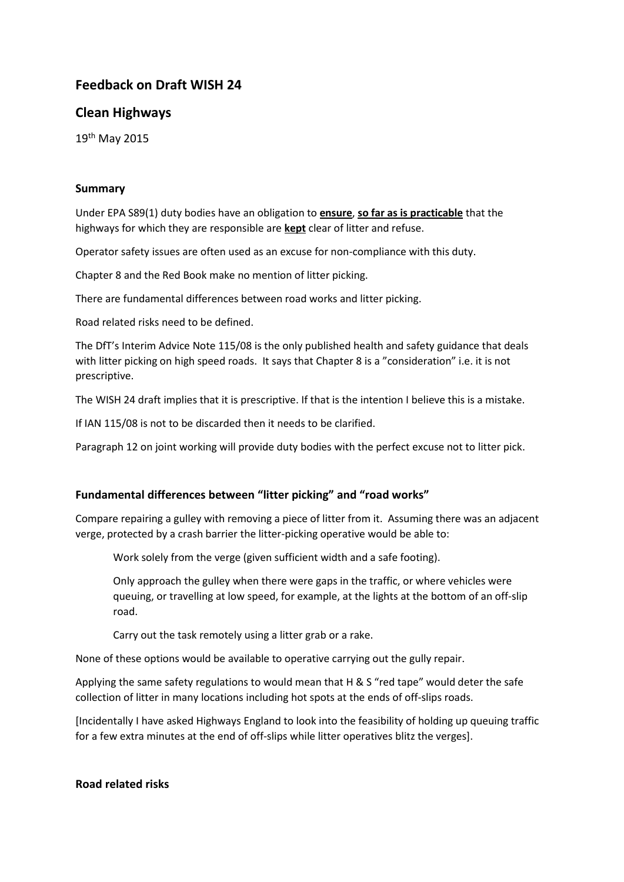# Feedback on Draft WISH 24

## Clean Highways

19th May 2015

### Summary

Under EPA S89(1) duty bodies have an obligation to **ensure**, **so far as is practicable** that the highways for which they are responsible are **kept** clear of litter and refuse.

Operator safety issues are often used as an excuse for non-compliance with this duty.

Chapter 8 and the Red Book make no mention of litter picking.

There are fundamental differences between road works and litter picking.

Road related risks need to be defined.

The DfT's Interim Advice Note 115/08 is the only published health and safety guidance that deals with litter picking on high speed roads. It says that Chapter 8 is a "consideration" i.e. it is not prescriptive.

The WISH 24 draft implies that it is prescriptive. If that is the intention I believe this is a mistake.

If IAN 115/08 is not to be discarded then it needs to be clarified.

Paragraph 12 on joint working will provide duty bodies with the perfect excuse not to litter pick.

### Fundamental differences between "litter picking" and "road works"

Compare repairing a gulley with removing a piece of litter from it. Assuming there was an adjacent verge, protected by a crash barrier the litter-picking operative would be able to:

> Work solely from the verge (given sufficient width and a safe footing).
>
> Only approach the gulley when there were gaps in the traffic, or where vehicles were queuing, or travelling at low speed, for example, at the lights at the bottom of an off-slip road.
>
> Carry out the task remotely using a litter grab or a rake.

None of these options would be available to operative carrying out the gully repair.

Applying the same safety regulations to would mean that H & S "red tape" would deter the safe collection of litter in many locations including hot spots at the ends of off-slips roads.

[Incidentally I have asked Highways England to look into the feasibility of holding up queuing traffic for a few extra minutes at the end of off-slips while litter operatives blitz the verges].

### Road related risks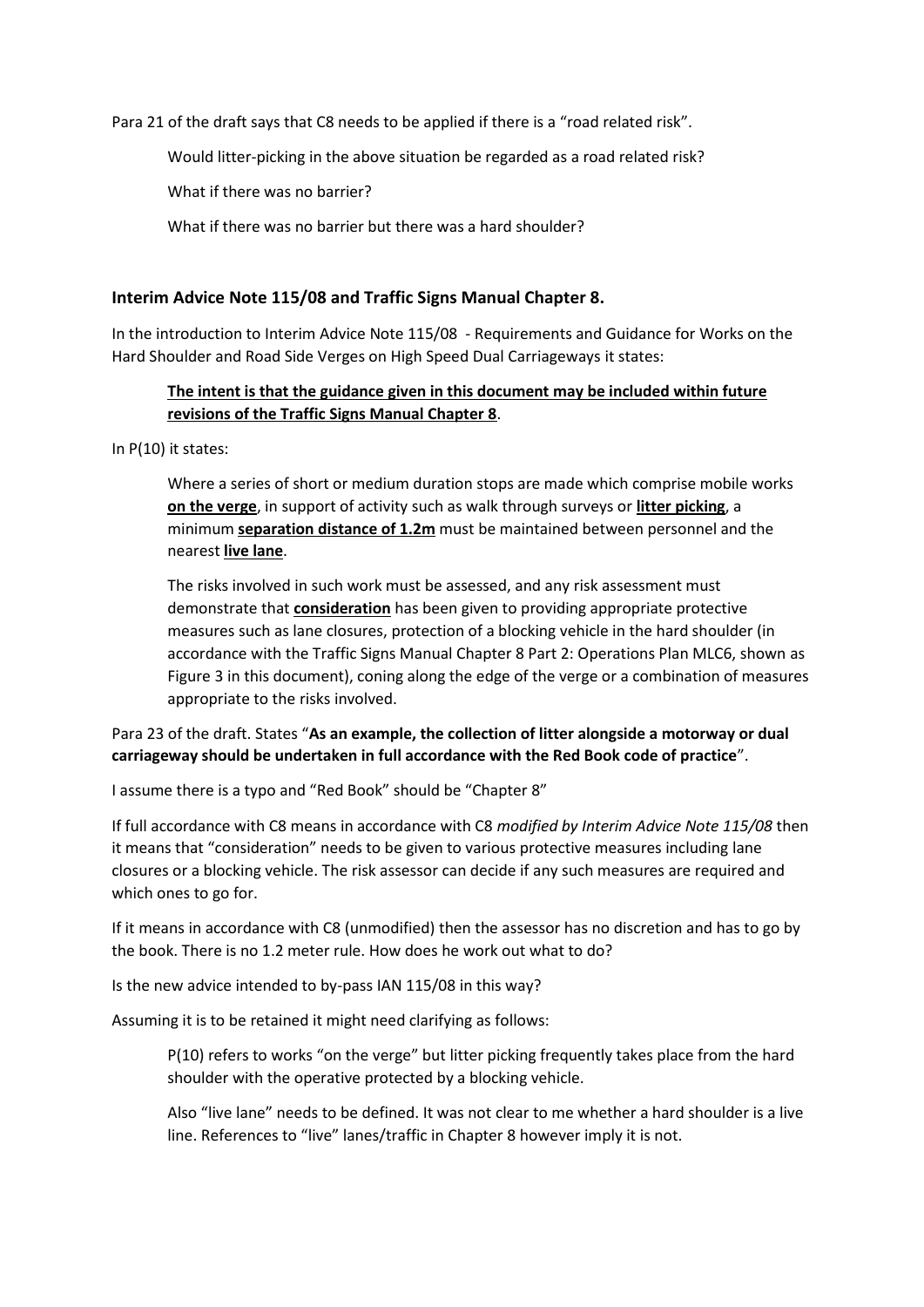Para 21 of the draft says that C8 needs to be applied if there is a "road related risk".

> Would litter-picking in the above situation be regarded as a road related risk?
>
> What if there was no barrier?
>
> What if there was no barrier but there was a hard shoulder?

### Interim Advice Note 115/08 and Traffic Signs Manual Chapter 8.

In the introduction to Interim Advice Note 115/08 - Requirements and Guidance for Works on the Hard Shoulder and Road Side Verges on High Speed Dual Carriageways it states:

> **<u>The intent is that the guidance given in this document may be included within future revisions of the Traffic Signs Manual Chapter 8</u>**.

In P(10) it states:

> Where a series of short or medium duration stops are made which comprise mobile works **<u>on the verge</u>**, in support of activity such as walk through surveys or **<u>litter picking</u>**, a minimum **<u>separation distance of 1.2m</u>** must be maintained between personnel and the nearest **<u>live lane</u>**.
>
> The risks involved in such work must be assessed, and any risk assessment must demonstrate that **<u>consideration</u>** has been given to providing appropriate protective measures such as lane closures, protection of a blocking vehicle in the hard shoulder (in accordance with the Traffic Signs Manual Chapter 8 Part 2: Operations Plan MLC6, shown as Figure 3 in this document), coning along the edge of the verge or a combination of measures appropriate to the risks involved.

Para 23 of the draft. States "**As an example, the collection of litter alongside a motorway or dual carriageway should be undertaken in full accordance with the Red Book code of practice**".

I assume there is a typo and "Red Book" should be "Chapter 8"

If full accordance with C8 means in accordance with C8 *modified by Interim Advice Note 115/08* then it means that "consideration" needs to be given to various protective measures including lane closures or a blocking vehicle. The risk assessor can decide if any such measures are required and which ones to go for.

If it means in accordance with C8 (unmodified) then the assessor has no discretion and has to go by the book. There is no 1.2 meter rule. How does he work out what to do?

Is the new advice intended to by-pass IAN 115/08 in this way?

Assuming it is to be retained it might need clarifying as follows:

> P(10) refers to works "on the verge" but litter picking frequently takes place from the hard shoulder with the operative protected by a blocking vehicle.
>
> Also "live lane" needs to be defined. It was not clear to me whether a hard shoulder is a live line. References to "live" lanes/traffic in Chapter 8 however imply it is not.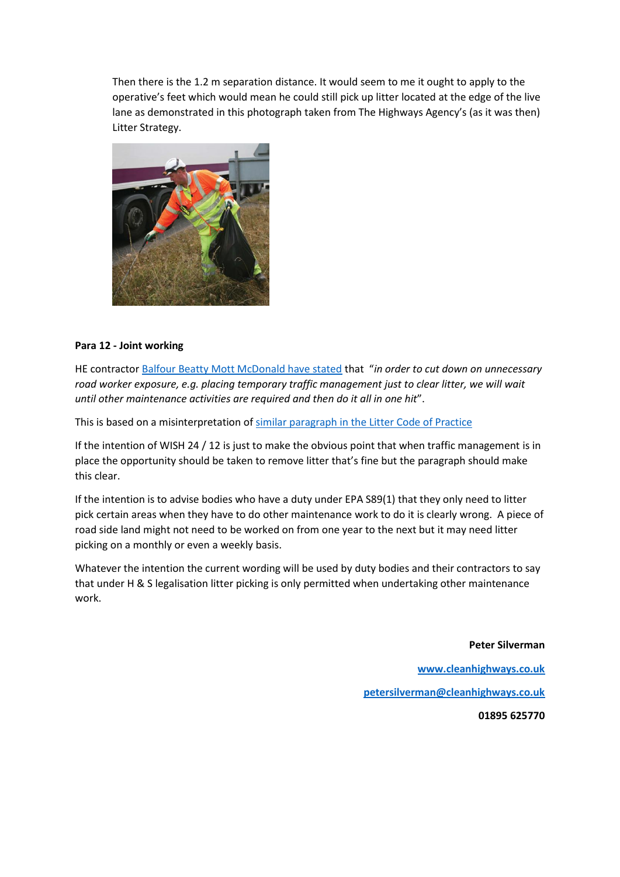Then there is the 1.2 m separation distance. It would seem to me it ought to apply to the operative's feet which would mean he could still pick up litter located at the edge of the live lane as demonstrated in this photograph taken from The Highways Agency's (as it was then) Litter Strategy.

**Para 12 - Joint working**

HE contractor Balfour Beatty Mott McDonald have stated that "*in order to cut down on unnecessary road worker exposure, e.g. placing temporary traffic management just to clear litter, we will wait until other maintenance activities are required and then do it all in one hit*".

This is based on a misinterpretation of similar paragraph in the Litter Code of Practice

If the intention of WISH 24 / 12 is just to make the obvious point that when traffic management is in place the opportunity should be taken to remove litter that's fine but the paragraph should make this clear.

If the intention is to advise bodies who have a duty under EPA S89(1) that they only need to litter pick certain areas when they have to do other maintenance work to do it is clearly wrong. A piece of road side land might not need to be worked on from one year to the next but it may need litter picking on a monthly or even a weekly basis.

Whatever the intention the current wording will be used by duty bodies and their contractors to say that under H & S legalisation litter picking is only permitted when undertaking other maintenance work.

**Peter Silverman**

**www.cleanhighways.co.uk**

**petersilverman@cleanhighways.co.uk**

**01895 625770**